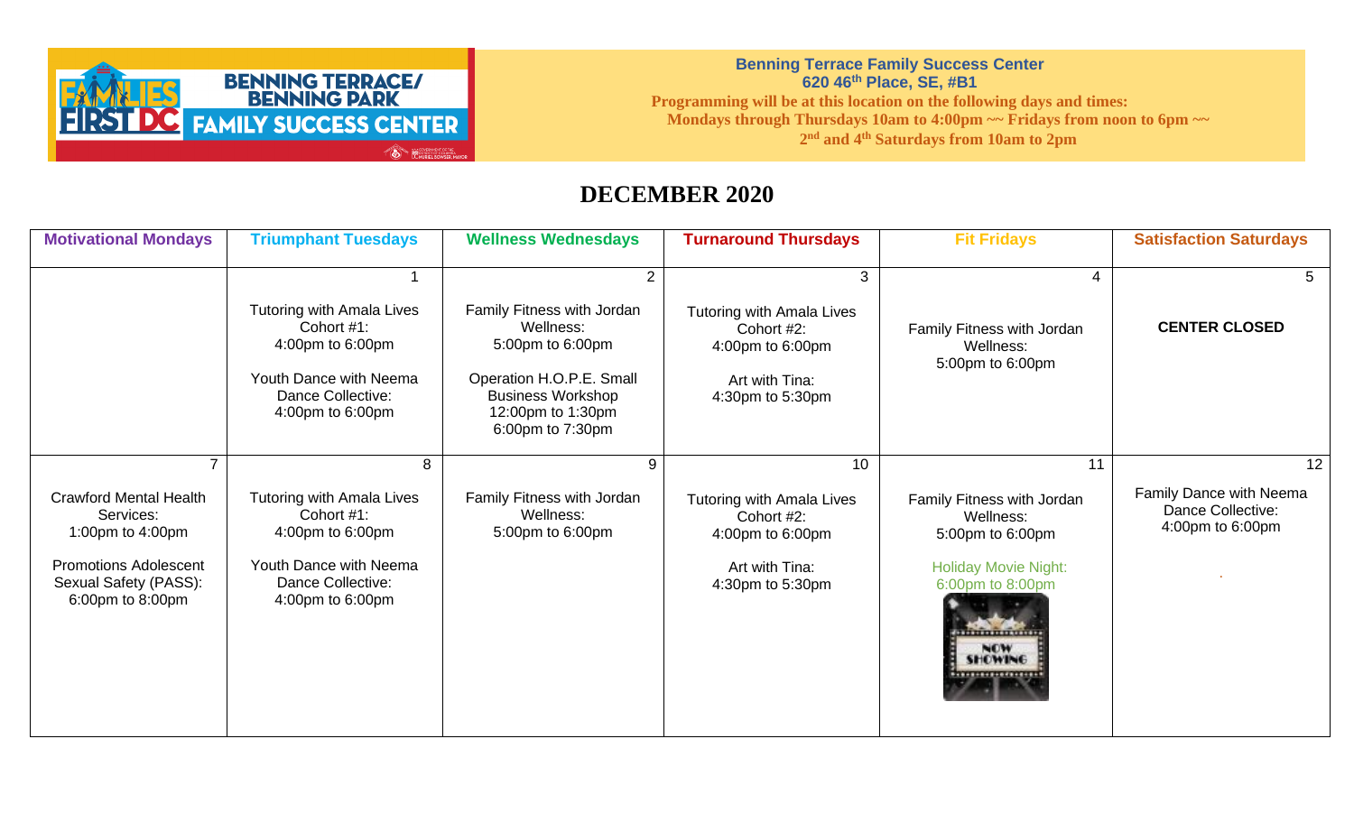**Benning Terrace Family Success Center**
**620 46th Place, SE, #B1**
**Programming will be at this location on the following days and times:**
**Mondays through Thursdays 10am to 4:00pm ~~ Fridays from noon to 6pm ~~**
**2nd and 4th Saturdays from 10am to 2pm**

# DECEMBER 2020

| Motivational Mondays | Triumphant Tuesdays | Wellness Wednesdays | Turnaround Thursdays | Fit Fridays | Satisfaction Saturdays |
|---|---|---|---|---|---|
| | 1<br>Tutoring with Amala Lives Cohort #1: 4:00pm to 6:00pm<br>Youth Dance with Neema Dance Collective: 4:00pm to 6:00pm | 2<br>Family Fitness with Jordan Wellness: 5:00pm to 6:00pm<br>Operation H.O.P.E. Small Business Workshop 12:00pm to 1:30pm 6:00pm to 7:30pm | 3<br>Tutoring with Amala Lives Cohort #2: 4:00pm to 6:00pm<br>Art with Tina: 4:30pm to 5:30pm | 4<br>Family Fitness with Jordan Wellness: 5:00pm to 6:00pm | 5<br>**CENTER CLOSED** |
| 7<br>Crawford Mental Health Services: 1:00pm to 4:00pm<br>Promotions Adolescent Sexual Safety (PASS): 6:00pm to 8:00pm | 8<br>Tutoring with Amala Lives Cohort #1: 4:00pm to 6:00pm<br>Youth Dance with Neema Dance Collective: 4:00pm to 6:00pm | 9<br>Family Fitness with Jordan Wellness: 5:00pm to 6:00pm | 10<br>Tutoring with Amala Lives Cohort #2: 4:00pm to 6:00pm<br>Art with Tina: 4:30pm to 5:30pm | 11<br>Family Fitness with Jordan Wellness: 5:00pm to 6:00pm<br>Holiday Movie Night: 6:00pm to 8:00pm | 12<br>Family Dance with Neema Dance Collective: 4:00pm to 6:00pm |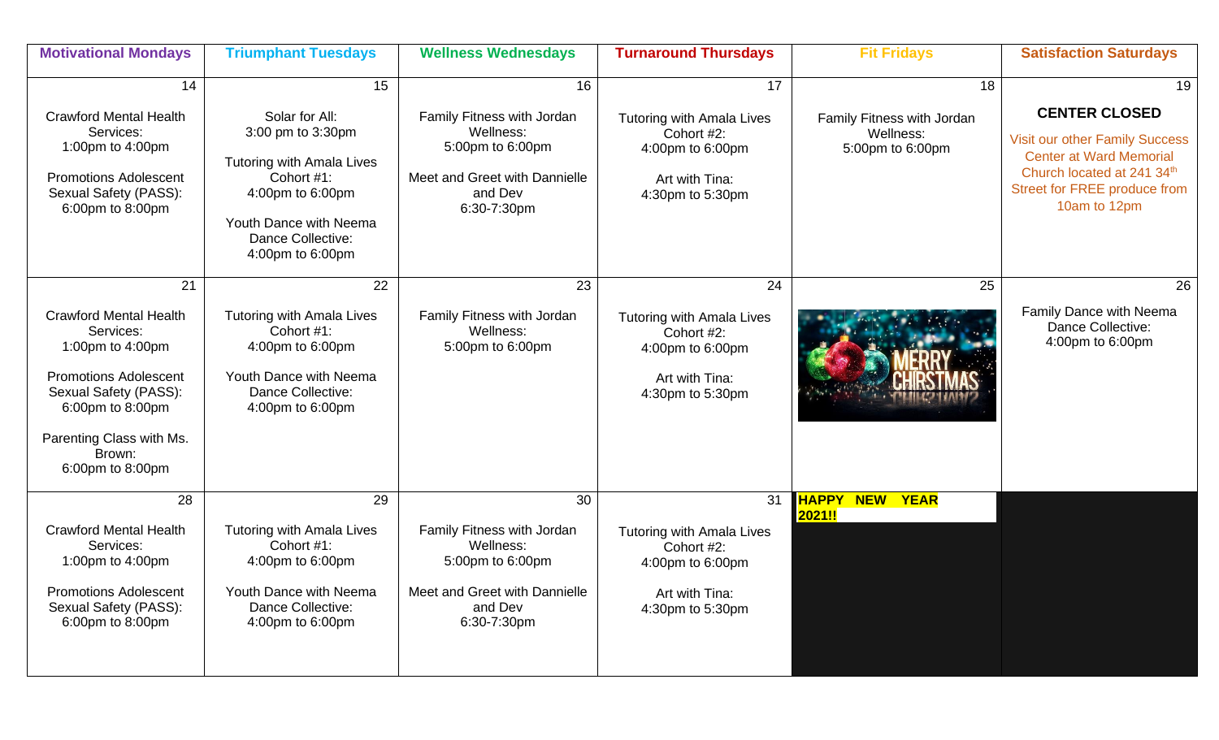| Motivational Mondays | Triumphant Tuesdays | Wellness Wednesdays | Turnaround Thursdays | Fit Fridays | Satisfaction Saturdays |
|---|---|---|---|---|---|
| 14<br><br>Crawford Mental Health Services:<br>1:00pm to 4:00pm<br><br>Promotions Adolescent Sexual Safety (PASS):<br>6:00pm to 8:00pm | 15<br><br>Solar for All:<br>3:00 pm to 3:30pm<br><br>Tutoring with Amala Lives Cohort #1:<br>4:00pm to 6:00pm<br><br>Youth Dance with Neema Dance Collective:<br>4:00pm to 6:00pm | 16<br><br>Family Fitness with Jordan Wellness:<br>5:00pm to 6:00pm<br><br>Meet and Greet with Dannielle and Dev<br>6:30-7:30pm | 17<br><br>Tutoring with Amala Lives Cohort #2:<br>4:00pm to 6:00pm<br><br>Art with Tina:<br>4:30pm to 5:30pm | 18<br><br>Family Fitness with Jordan Wellness:<br>5:00pm to 6:00pm | 19<br><br>**CENTER CLOSED**<br><br>Visit our other Family Success Center at Ward Memorial Church located at 241 34th Street for FREE produce from 10am to 12pm |
| 21<br><br>Crawford Mental Health Services:<br>1:00pm to 4:00pm<br><br>Promotions Adolescent Sexual Safety (PASS):<br>6:00pm to 8:00pm<br><br>Parenting Class with Ms. Brown:<br>6:00pm to 8:00pm | 22<br><br>Tutoring with Amala Lives Cohort #1:<br>4:00pm to 6:00pm<br><br>Youth Dance with Neema Dance Collective:<br>4:00pm to 6:00pm | 23<br><br>Family Fitness with Jordan Wellness:<br>5:00pm to 6:00pm | 24<br><br>Tutoring with Amala Lives Cohort #2:<br>4:00pm to 6:00pm<br><br>Art with Tina:<br>4:30pm to 5:30pm | 25<br><br>MERRY CHRISTMAS | 26<br><br>Family Dance with Neema Dance Collective:<br>4:00pm to 6:00pm |
| 28<br><br>Crawford Mental Health Services:<br>1:00pm to 4:00pm<br><br>Promotions Adolescent Sexual Safety (PASS):<br>6:00pm to 8:00pm | 29<br><br>Tutoring with Amala Lives Cohort #1:<br>4:00pm to 6:00pm<br><br>Youth Dance with Neema Dance Collective:<br>4:00pm to 6:00pm | 30<br><br>Family Fitness with Jordan Wellness:<br>5:00pm to 6:00pm<br><br>Meet and Greet with Dannielle and Dev<br>6:30-7:30pm | 31<br><br>Tutoring with Amala Lives Cohort #2:<br>4:00pm to 6:00pm<br><br>Art with Tina:<br>4:30pm to 5:30pm | **HAPPY NEW YEAR 2021!!** | |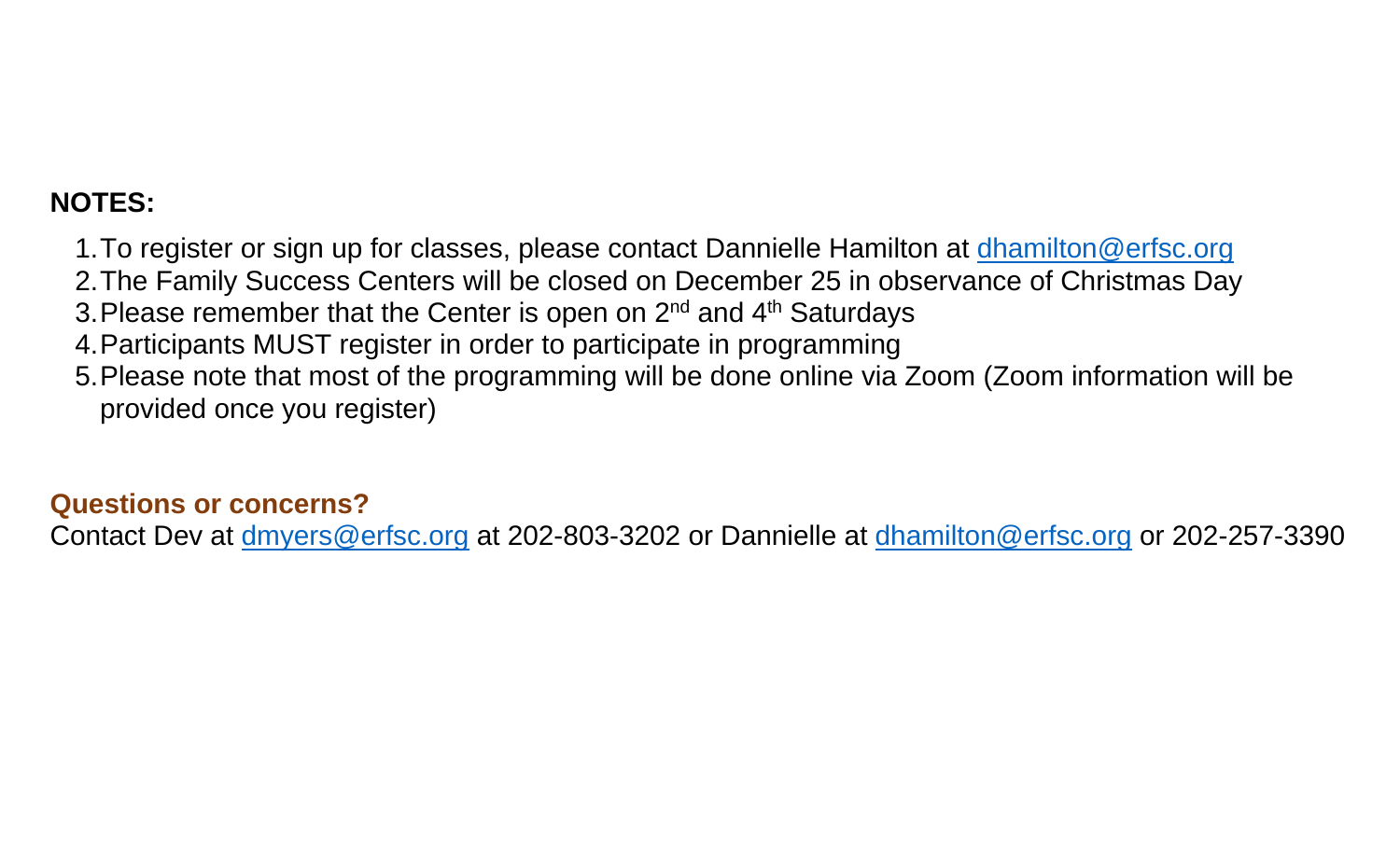**NOTES:**

1. To register or sign up for classes, please contact Dannielle Hamilton at dhamilton@erfsc.org
2. The Family Success Centers will be closed on December 25 in observance of Christmas Day
3. Please remember that the Center is open on 2nd and 4th Saturdays
4. Participants MUST register in order to participate in programming
5. Please note that most of the programming will be done online via Zoom (Zoom information will be provided once you register)

**Questions or concerns?**

Contact Dev at dmyers@erfsc.org at 202-803-3202 or Dannielle at dhamilton@erfsc.org or 202-257-3390